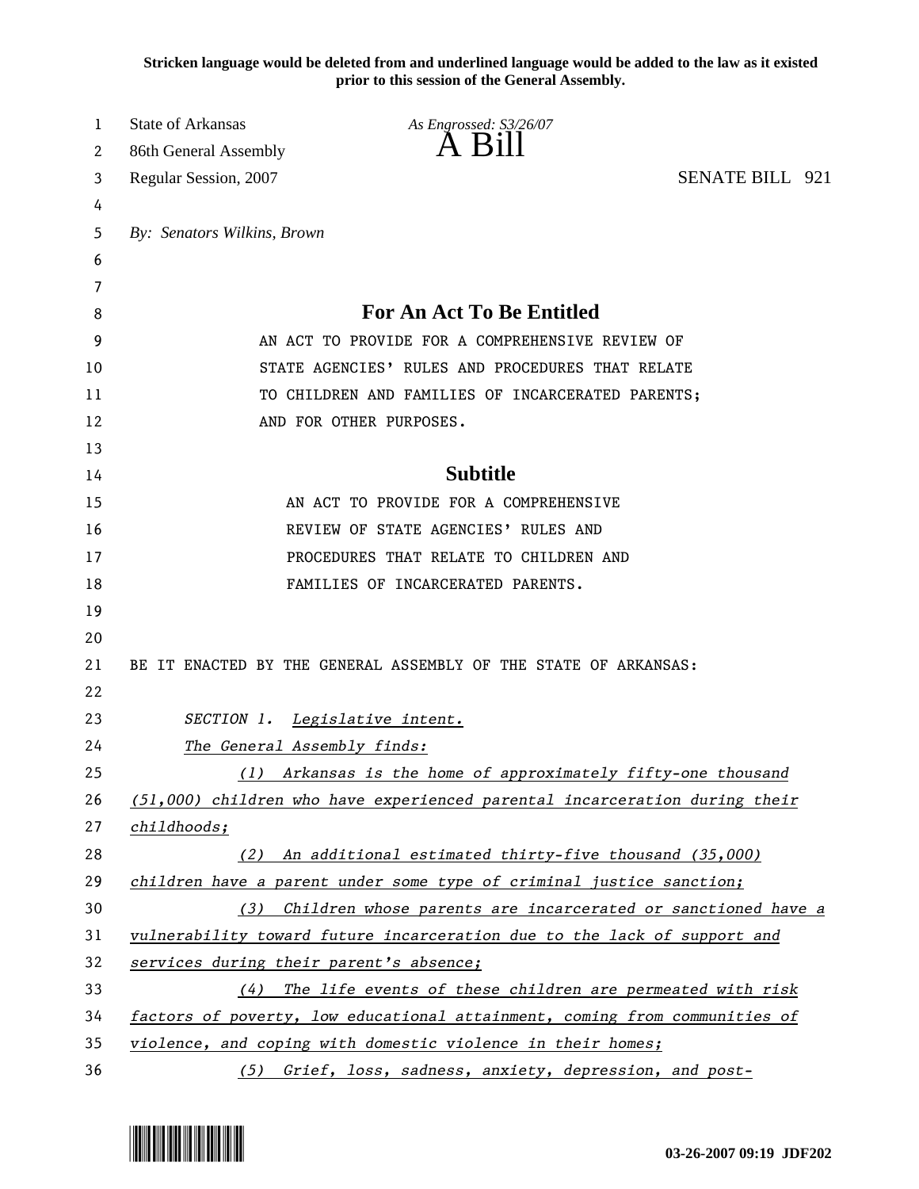Stricken language would be deleted from and underlined language would be added to the law as it existed prior to this session of the General Assembly.

State of Arkansas
86th General Assembly
Regular Session, 2007

*As Engrossed: S3/26/07*

# A Bill

SENATE BILL 921

*By: Senators Wilkins, Brown*

## For An Act To Be Entitled

AN ACT TO PROVIDE FOR A COMPREHENSIVE REVIEW OF STATE AGENCIES' RULES AND PROCEDURES THAT RELATE TO CHILDREN AND FAMILIES OF INCARCERATED PARENTS; AND FOR OTHER PURPOSES.

## Subtitle

AN ACT TO PROVIDE FOR A COMPREHENSIVE REVIEW OF STATE AGENCIES' RULES AND PROCEDURES THAT RELATE TO CHILDREN AND FAMILIES OF INCARCERATED PARENTS.

BE IT ENACTED BY THE GENERAL ASSEMBLY OF THE STATE OF ARKANSAS:

*SECTION 1. Legislative intent.*

*The General Assembly finds:*

*(1) Arkansas is the home of approximately fifty-one thousand (51,000) children who have experienced parental incarceration during their childhoods;*

*(2) An additional estimated thirty-five thousand (35,000) children have a parent under some type of criminal justice sanction;*

*(3) Children whose parents are incarcerated or sanctioned have a vulnerability toward future incarceration due to the lack of support and services during their parent's absence;*

*(4) The life events of these children are permeated with risk factors of poverty, low educational attainment, coming from communities of violence, and coping with domestic violence in their homes;*

*(5) Grief, loss, sadness, anxiety, depression, and post-*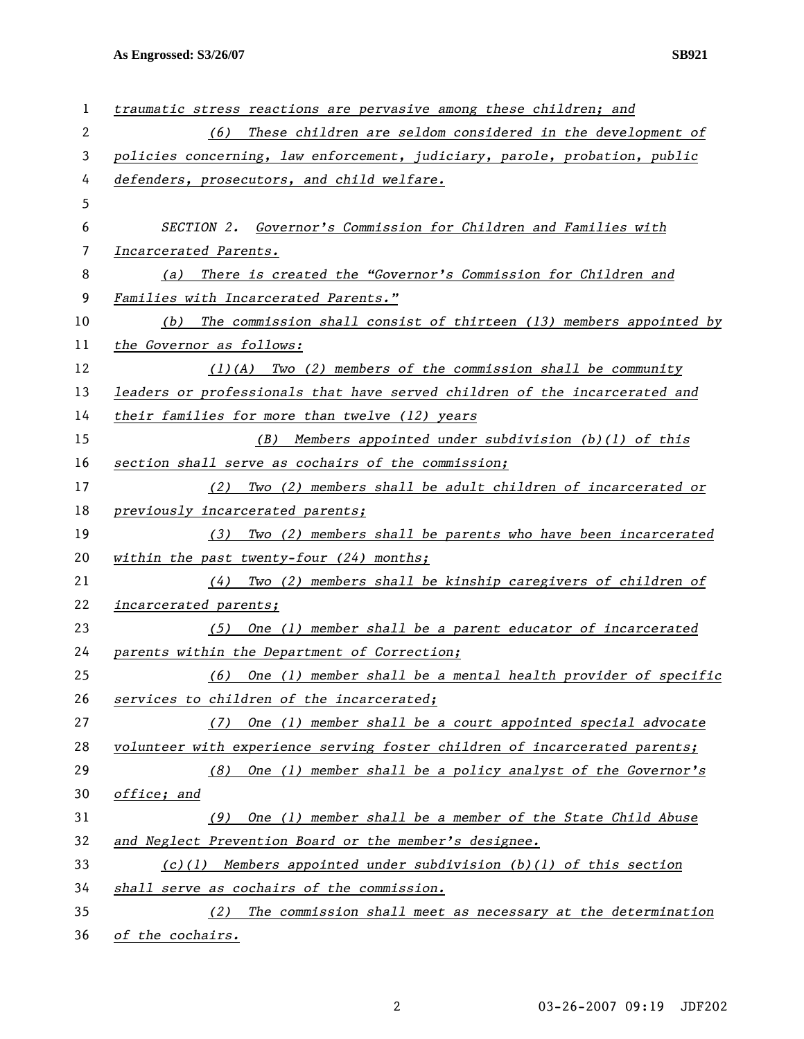traumatic stress reactions are pervasive among these children; and

(6) These children are seldom considered in the development of policies concerning, law enforcement, judiciary, parole, probation, public defenders, prosecutors, and child welfare.

SECTION 2. Governor's Commission for Children and Families with Incarcerated Parents.

(a) There is created the "Governor's Commission for Children and Families with Incarcerated Parents."

(b) The commission shall consist of thirteen (13) members appointed by the Governor as follows:

(1)(A) Two (2) members of the commission shall be community leaders or professionals that have served children of the incarcerated and their families for more than twelve (12) years

(B) Members appointed under subdivision (b)(1) of this section shall serve as cochairs of the commission;

(2) Two (2) members shall be adult children of incarcerated or previously incarcerated parents;

(3) Two (2) members shall be parents who have been incarcerated within the past twenty-four (24) months;

(4) Two (2) members shall be kinship caregivers of children of incarcerated parents;

(5) One (1) member shall be a parent educator of incarcerated parents within the Department of Correction;

(6) One (1) member shall be a mental health provider of specific services to children of the incarcerated;

(7) One (1) member shall be a court appointed special advocate volunteer with experience serving foster children of incarcerated parents;

(8) One (1) member shall be a policy analyst of the Governor's office; and

(9) One (1) member shall be a member of the State Child Abuse and Neglect Prevention Board or the member's designee.

(c)(1) Members appointed under subdivision (b)(1) of this section shall serve as cochairs of the commission.

(2) The commission shall meet as necessary at the determination of the cochairs.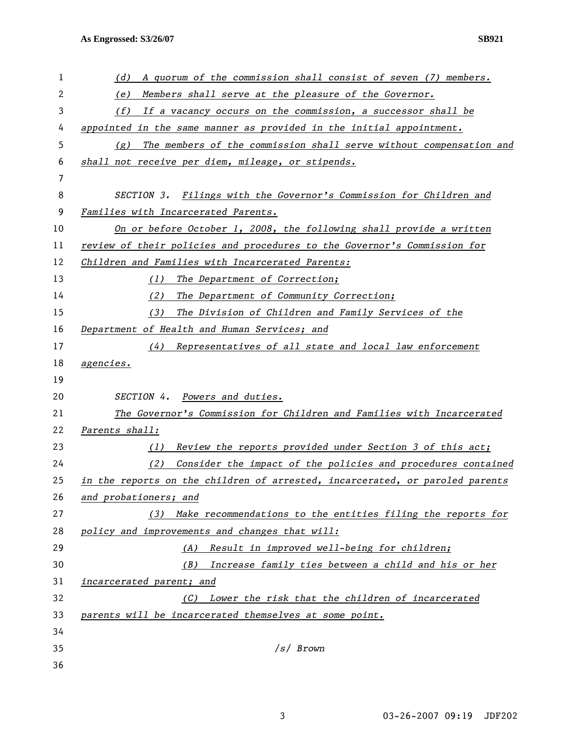(d) A quorum of the commission shall consist of seven (7) members.

(e) Members shall serve at the pleasure of the Governor.

(f) If a vacancy occurs on the commission, a successor shall be appointed in the same manner as provided in the initial appointment.

(g) The members of the commission shall serve without compensation and shall not receive per diem, mileage, or stipends.

SECTION 3. Filings with the Governor's Commission for Children and Families with Incarcerated Parents.

On or before October 1, 2008, the following shall provide a written review of their policies and procedures to the Governor's Commission for Children and Families with Incarcerated Parents:

(1) The Department of Correction;

(2) The Department of Community Correction;

(3) The Division of Children and Family Services of the Department of Health and Human Services; and

(4) Representatives of all state and local law enforcement agencies.

SECTION 4. Powers and duties.

The Governor's Commission for Children and Families with Incarcerated Parents shall:

(1) Review the reports provided under Section 3 of this act;

(2) Consider the impact of the policies and procedures contained in the reports on the children of arrested, incarcerated, or paroled parents and probationers; and

(3) Make recommendations to the entities filing the reports for policy and improvements and changes that will:

(A) Result in improved well-being for children;

(B) Increase family ties between a child and his or her incarcerated parent; and

(C) Lower the risk that the children of incarcerated parents will be incarcerated themselves at some point.

/s/ Brown